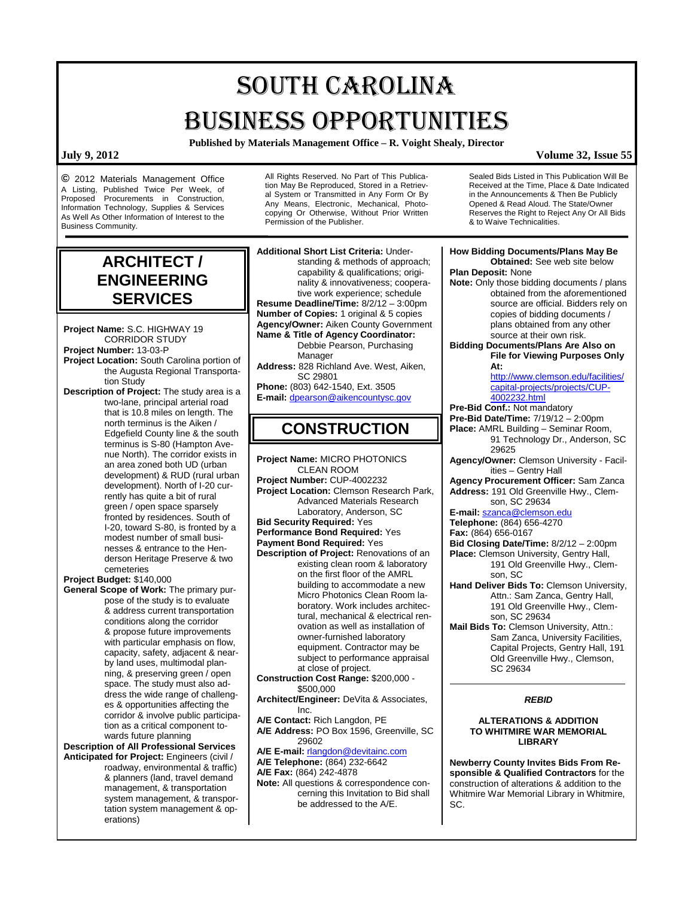# SOUTH CAROLINA BUSINESS OPPORTUNITIES

**Published by Materials Management Office – R. Voight Shealy, Director**

**July 9, 2012** **Volume 32, Issue 55**

© 2012 Materials Management Office
A Listing, Published Twice Per Week, of Proposed Procurements in Construction, Information Technology, Supplies & Services As Well As Other Information of Interest to the Business Community.

All Rights Reserved. No Part of This Publication May Be Reproduced, Stored in a Retrieval System or Transmitted in Any Form Or By Any Means, Electronic, Mechanical, Photocopying Or Otherwise, Without Prior Written Permission of the Publisher.

Sealed Bids Listed in This Publication Will Be Received at the Time, Place & Date Indicated in the Announcements & Then Be Publicly Opened & Read Aloud. The State/Owner Reserves the Right to Reject Any Or All Bids & to Waive Technicalities.

## ARCHITECT / ENGINEERING SERVICES

**Project Name:** S.C. HIGHWAY 19 CORRIDOR STUDY
**Project Number:** 13-03-P
**Project Location:** South Carolina portion of the Augusta Regional Transportation Study
**Description of Project:** The study area is a two-lane, principal arterial road that is 10.8 miles on length. The north terminus is the Aiken / Edgefield County line & the south terminus is S-80 (Hampton Avenue North). The corridor exists in an area zoned both UD (urban development) & RUD (rural urban development). North of I-20 currently has quite a bit of rural green / open space sparsely fronted by residences. South of I-20, toward S-80, is fronted by a modest number of small businesses & entrance to the Henderson Heritage Preserve & two cemeteries
**Project Budget:** $140,000
**General Scope of Work:** The primary purpose of the study is to evaluate & address current transportation conditions along the corridor & propose future improvements with particular emphasis on flow, capacity, safety, adjacent & nearby land uses, multimodal planning, & preserving green / open space. The study must also address the wide range of challenges & opportunities affecting the corridor & involve public participation as a critical component towards future planning
**Description of All Professional Services Anticipated for Project:** Engineers (civil / roadway, environmental & traffic) & planners (land, travel demand management, & transportation system management, & transportation system management & operations)
**Additional Short List Criteria:** Understanding & methods of approach; capability & qualifications; originality & innovativeness; cooperative work experience; schedule
**Resume Deadline/Time:** 8/2/12 – 3:00pm
**Number of Copies:** 1 original & 5 copies
**Agency/Owner:** Aiken County Government
**Name & Title of Agency Coordinator:** Debbie Pearson, Purchasing Manager
**Address:** 828 Richland Ave. West, Aiken, SC 29801
**Phone:** (803) 642-1540, Ext. 3505
**E-mail:** dpearson@aikencountysc.gov

## CONSTRUCTION

**Project Name:** MICRO PHOTONICS CLEAN ROOM
**Project Number:** CUP-4002232
**Project Location:** Clemson Research Park, Advanced Materials Research Laboratory, Anderson, SC
**Bid Security Required:** Yes
**Performance Bond Required:** Yes
**Payment Bond Required:** Yes
**Description of Project:** Renovations of an existing clean room & laboratory on the first floor of the AMRL building to accommodate a new Micro Photonics Clean Room laboratory. Work includes architectural, mechanical & electrical renovation as well as installation of owner-furnished laboratory equipment. Contractor may be subject to performance appraisal at close of project.
**Construction Cost Range:** $200,000 - $500,000
**Architect/Engineer:** DeVita & Associates, Inc.
**A/E Contact:** Rich Langdon, PE
**A/E Address:** PO Box 1596, Greenville, SC 29602
**A/E E-mail:** rlangdon@devitainc.com
**A/E Telephone:** (864) 232-6642
**A/E Fax:** (864) 242-4878
**Note:** All questions & correspondence concerning this Invitation to Bid shall be addressed to the A/E.
**How Bidding Documents/Plans May Be Obtained:** See web site below
**Plan Deposit:** None
**Note:** Only those bidding documents / plans obtained from the aforementioned source are official. Bidders rely on copies of bidding documents / plans obtained from any other source at their own risk.
**Bidding Documents/Plans Are Also on File for Viewing Purposes Only At:** http://www.clemson.edu/facilities/capital-projects/projects/CUP-4002232.html
**Pre-Bid Conf.:** Not mandatory
**Pre-Bid Date/Time:** 7/19/12 – 2:00pm
**Place:** AMRL Building – Seminar Room, 91 Technology Dr., Anderson, SC 29625
**Agency/Owner:** Clemson University - Facilities – Gentry Hall
**Agency Procurement Officer:** Sam Zanca
**Address:** 191 Old Greenville Hwy., Clemson, SC 29634
**E-mail:** szanca@clemson.edu
**Telephone:** (864) 656-4270
**Fax:** (864) 656-0167
**Bid Closing Date/Time:** 8/2/12 – 2:00pm
**Place:** Clemson University, Gentry Hall, 191 Old Greenville Hwy., Clemson, SC
**Hand Deliver Bids To:** Clemson University, Attn.: Sam Zanca, Gentry Hall, 191 Old Greenville Hwy., Clemson, SC 29634
**Mail Bids To:** Clemson University, Attn.: Sam Zanca, University Facilities, Capital Projects, Gentry Hall, 191 Old Greenville Hwy., Clemson, SC 29634

---

***REBID***

**ALTERATIONS & ADDITION TO WHITMIRE WAR MEMORIAL LIBRARY**

**Newberry County Invites Bids From Responsible & Qualified Contractors** for the construction of alterations & addition to the Whitmire War Memorial Library in Whitmire, SC.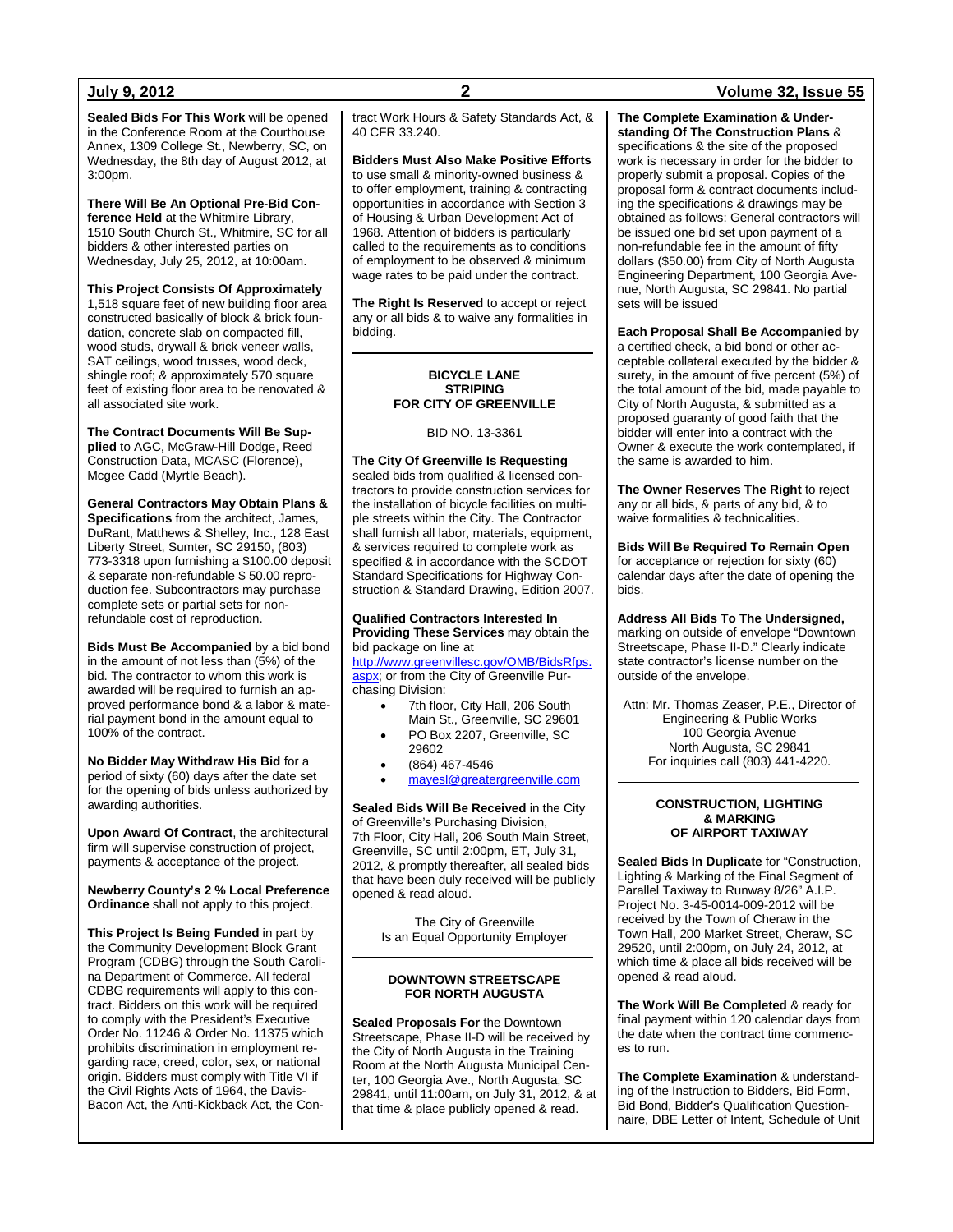**Sealed Bids For This Work** will be opened in the Conference Room at the Courthouse Annex, 1309 College St., Newberry, SC, on Wednesday, the 8th day of August 2012, at 3:00pm.

**There Will Be An Optional Pre-Bid Conference Held** at the Whitmire Library, 1510 South Church St., Whitmire, SC for all bidders & other interested parties on Wednesday, July 25, 2012, at 10:00am.

**This Project Consists Of Approximately** 1,518 square feet of new building floor area constructed basically of block & brick foundation, concrete slab on compacted fill, wood studs, drywall & brick veneer walls, SAT ceilings, wood trusses, wood deck, shingle roof; & approximately 570 square feet of existing floor area to be renovated & all associated site work.

**The Contract Documents Will Be Supplied** to AGC, McGraw-Hill Dodge, Reed Construction Data, MCASC (Florence), Mcgee Cadd (Myrtle Beach).

**General Contractors May Obtain Plans & Specifications** from the architect, James, DuRant, Matthews & Shelley, Inc., 128 East Liberty Street, Sumter, SC 29150, (803) 773-3318 upon furnishing a $100.00 deposit & separate non-refundable $ 50.00 reproduction fee. Subcontractors may purchase complete sets or partial sets for non-refundable cost of reproduction.

**Bids Must Be Accompanied** by a bid bond in the amount of not less than (5%) of the bid. The contractor to whom this work is awarded will be required to furnish an approved performance bond & a labor & material payment bond in the amount equal to 100% of the contract.

**No Bidder May Withdraw His Bid** for a period of sixty (60) days after the date set for the opening of bids unless authorized by awarding authorities.

**Upon Award Of Contract**, the architectural firm will supervise construction of project, payments & acceptance of the project.

**Newberry County's 2 % Local Preference Ordinance** shall not apply to this project.

**This Project Is Being Funded** in part by the Community Development Block Grant Program (CDBG) through the South Carolina Department of Commerce. All federal CDBG requirements will apply to this contract. Bidders on this work will be required to comply with the President's Executive Order No. 11246 & Order No. 11375 which prohibits discrimination in employment regarding race, creed, color, sex, or national origin. Bidders must comply with Title VI if the Civil Rights Acts of 1964, the Davis-Bacon Act, the Anti-Kickback Act, the Contract Work Hours & Safety Standards Act, & 40 CFR 33.240.

**Bidders Must Also Make Positive Efforts** to use small & minority-owned business & to offer employment, training & contracting opportunities in accordance with Section 3 of Housing & Urban Development Act of 1968. Attention of bidders is particularly called to the requirements as to conditions of employment to be observed & minimum wage rates to be paid under the contract.

**The Right Is Reserved** to accept or reject any or all bids & to waive any formalities in bidding.

---

### BICYCLE LANE STRIPING FOR CITY OF GREENVILLE

BID NO. 13-3361

**The City Of Greenville Is Requesting** sealed bids from qualified & licensed contractors to provide construction services for the installation of bicycle facilities on multiple streets within the City. The Contractor shall furnish all labor, materials, equipment, & services required to complete work as specified & in accordance with the SCDOT Standard Specifications for Highway Construction & Standard Drawing, Edition 2007.

**Qualified Contractors Interested In Providing These Services** may obtain the bid package on line at http://www.greenvillesc.gov/OMB/BidsRfps.aspx; or from the City of Greenville Purchasing Division:

- 7th floor, City Hall, 206 South Main St., Greenville, SC 29601
- PO Box 2207, Greenville, SC 29602
- (864) 467-4546
- mayesl@greatergreenville.com

**Sealed Bids Will Be Received** in the City of Greenville's Purchasing Division, 7th Floor, City Hall, 206 South Main Street, Greenville, SC until 2:00pm, ET, July 31, 2012, & promptly thereafter, all sealed bids that have been duly received will be publicly opened & read aloud.

The City of Greenville
Is an Equal Opportunity Employer

---

### DOWNTOWN STREETSCAPE FOR NORTH AUGUSTA

**Sealed Proposals For** the Downtown Streetscape, Phase II-D will be received by the City of North Augusta in the Training Room at the North Augusta Municipal Center, 100 Georgia Ave., North Augusta, SC 29841, until 11:00am, on July 31, 2012, & at that time & place publicly opened & read.

**The Complete Examination & Understanding Of The Construction Plans** & specifications & the site of the proposed work is necessary in order for the bidder to properly submit a proposal. Copies of the proposal form & contract documents including the specifications & drawings may be obtained as follows: General contractors will be issued one bid set upon payment of a non-refundable fee in the amount of fifty dollars ($50.00) from City of North Augusta Engineering Department, 100 Georgia Avenue, North Augusta, SC 29841. No partial sets will be issued

**Each Proposal Shall Be Accompanied** by a certified check, a bid bond or other acceptable collateral executed by the bidder & surety, in the amount of five percent (5%) of the total amount of the bid, made payable to City of North Augusta, & submitted as a proposed guaranty of good faith that the bidder will enter into a contract with the Owner & execute the work contemplated, if the same is awarded to him.

**The Owner Reserves The Right** to reject any or all bids, & parts of any bid, & to waive formalities & technicalities.

**Bids Will Be Required To Remain Open** for acceptance or rejection for sixty (60) calendar days after the date of opening the bids.

**Address All Bids To The Undersigned,** marking on outside of envelope "Downtown Streetscape, Phase II-D." Clearly indicate state contractor's license number on the outside of the envelope.

Attn: Mr. Thomas Zeaser, P.E., Director of Engineering & Public Works
100 Georgia Avenue
North Augusta, SC 29841
For inquiries call (803) 441-4220.

---

### CONSTRUCTION, LIGHTING & MARKING OF AIRPORT TAXIWAY

**Sealed Bids In Duplicate** for "Construction, Lighting & Marking of the Final Segment of Parallel Taxiway to Runway 8/26" A.I.P. Project No. 3-45-0014-009-2012 will be received by the Town of Cheraw in the Town Hall, 200 Market Street, Cheraw, SC 29520, until 2:00pm, on July 24, 2012, at which time & place all bids received will be opened & read aloud.

**The Work Will Be Completed** & ready for final payment within 120 calendar days from the date when the contract time commences to run.

**The Complete Examination** & understanding of the Instruction to Bidders, Bid Form, Bid Bond, Bidder's Qualification Questionnaire, DBE Letter of Intent, Schedule of Unit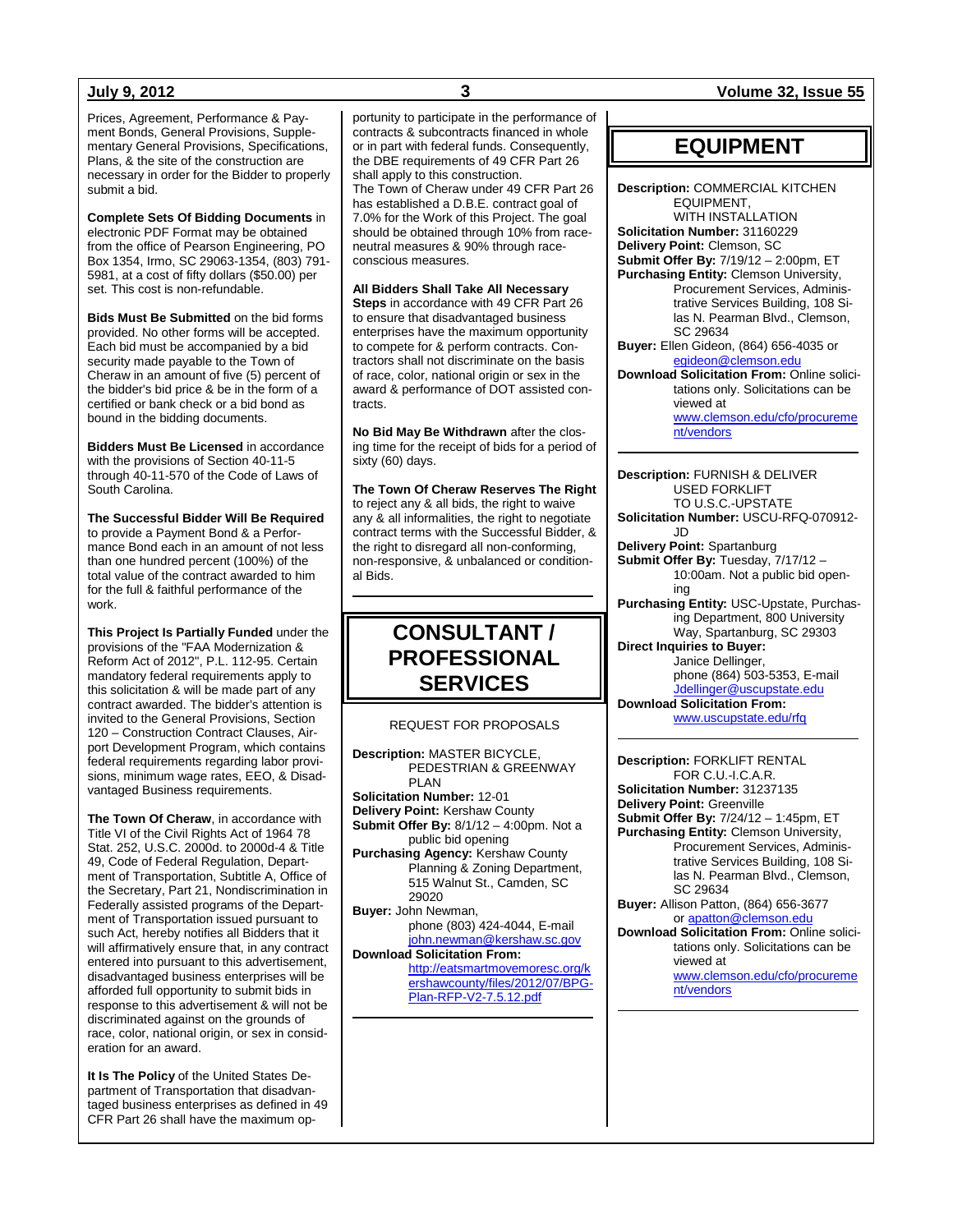Prices, Agreement, Performance & Payment Bonds, General Provisions, Supplementary General Provisions, Specifications, Plans, & the site of the construction are necessary in order for the Bidder to properly submit a bid.

**Complete Sets Of Bidding Documents** in electronic PDF Format may be obtained from the office of Pearson Engineering, PO Box 1354, Irmo, SC 29063-1354, (803) 791-5981, at a cost of fifty dollars ($50.00) per set. This cost is non-refundable.

**Bids Must Be Submitted** on the bid forms provided. No other forms will be accepted. Each bid must be accompanied by a bid security made payable to the Town of Cheraw in an amount of five (5) percent of the bidder's bid price & be in the form of a certified or bank check or a bid bond as bound in the bidding documents.

**Bidders Must Be Licensed** in accordance with the provisions of Section 40-11-5 through 40-11-570 of the Code of Laws of South Carolina.

**The Successful Bidder Will Be Required** to provide a Payment Bond & a Performance Bond each in an amount of not less than one hundred percent (100%) of the total value of the contract awarded to him for the full & faithful performance of the work.

**This Project Is Partially Funded** under the provisions of the "FAA Modernization & Reform Act of 2012", P.L. 112-95. Certain mandatory federal requirements apply to this solicitation & will be made part of any contract awarded. The bidder's attention is invited to the General Provisions, Section 120 – Construction Contract Clauses, Airport Development Program, which contains federal requirements regarding labor provisions, minimum wage rates, EEO, & Disadvantaged Business requirements.

**The Town Of Cheraw**, in accordance with Title VI of the Civil Rights Act of 1964 78 Stat. 252, U.S.C. 2000d. to 2000d-4 & Title 49, Code of Federal Regulation, Department of Transportation, Subtitle A, Office of the Secretary, Part 21, Nondiscrimination in Federally assisted programs of the Department of Transportation issued pursuant to such Act, hereby notifies all Bidders that it will affirmatively ensure that, in any contract entered into pursuant to this advertisement, disadvantaged business enterprises will be afforded full opportunity to submit bids in response to this advertisement & will not be discriminated against on the grounds of race, color, national origin, or sex in consideration for an award.

**It Is The Policy** of the United States Department of Transportation that disadvantaged business enterprises as defined in 49 CFR Part 26 shall have the maximum opportunity to participate in the performance of contracts & subcontracts financed in whole or in part with federal funds. Consequently, the DBE requirements of 49 CFR Part 26 shall apply to this construction.
The Town of Cheraw under 49 CFR Part 26 has established a D.B.E. contract goal of 7.0% for the Work of this Project. The goal should be obtained through 10% from race-neutral measures & 90% through race-conscious measures.

**All Bidders Shall Take All Necessary Steps** in accordance with 49 CFR Part 26 to ensure that disadvantaged business enterprises have the maximum opportunity to compete for & perform contracts. Contractors shall not discriminate on the basis of race, color, national origin or sex in the award & performance of DOT assisted contracts.

**No Bid May Be Withdrawn** after the closing time for the receipt of bids for a period of sixty (60) days.

**The Town Of Cheraw Reserves The Right** to reject any & all bids, the right to waive any & all informalities, the right to negotiate contract terms with the Successful Bidder, & the right to disregard all non-conforming, non-responsive, & unbalanced or conditional Bids.

# CONSULTANT / PROFESSIONAL SERVICES

REQUEST FOR PROPOSALS

**Description:** MASTER BICYCLE, PEDESTRIAN & GREENWAY PLAN
**Solicitation Number:** 12-01
**Delivery Point:** Kershaw County
**Submit Offer By:** 8/1/12 – 4:00pm. Not a public bid opening
**Purchasing Agency:** Kershaw County Planning & Zoning Department, 515 Walnut St., Camden, SC 29020
**Buyer:** John Newman, phone (803) 424-4044, E-mail john.newman@kershaw.sc.gov
**Download Solicitation From:** http://eatsmartmovemoresc.org/kershawcounty/files/2012/07/BPG-Plan-RFP-V2-7.5.12.pdf

# EQUIPMENT

**Description:** COMMERCIAL KITCHEN EQUIPMENT, WITH INSTALLATION
**Solicitation Number:** 31160229
**Delivery Point:** Clemson, SC
**Submit Offer By:** 7/19/12 – 2:00pm, ET
**Purchasing Entity:** Clemson University, Procurement Services, Administrative Services Building, 108 Silas N. Pearman Blvd., Clemson, SC 29634
**Buyer:** Ellen Gideon, (864) 656-4035 or egideon@clemson.edu
**Download Solicitation From:** Online solicitations only. Solicitations can be viewed at www.clemson.edu/cfo/procurement/vendors

---

**Description:** FURNISH & DELIVER USED FORKLIFT TO U.S.C.-UPSTATE
**Solicitation Number:** USCU-RFQ-070912-JD
**Delivery Point:** Spartanburg
**Submit Offer By:** Tuesday, 7/17/12 – 10:00am. Not a public bid opening
**Purchasing Entity:** USC-Upstate, Purchasing Department, 800 University Way, Spartanburg, SC 29303
**Direct Inquiries to Buyer:** Janice Dellinger, phone (864) 503-5353, E-mail Jdellinger@uscupstate.edu
**Download Solicitation From:** www.uscupstate.edu/rfq

---

**Description:** FORKLIFT RENTAL FOR C.U.-I.C.A.R.
**Solicitation Number:** 31237135
**Delivery Point:** Greenville
**Submit Offer By:** 7/24/12 – 1:45pm, ET
**Purchasing Entity:** Clemson University, Procurement Services, Administrative Services Building, 108 Silas N. Pearman Blvd., Clemson, SC 29634
**Buyer:** Allison Patton, (864) 656-3677 or apatton@clemson.edu
**Download Solicitation From:** Online solicitations only. Solicitations can be viewed at www.clemson.edu/cfo/procurement/vendors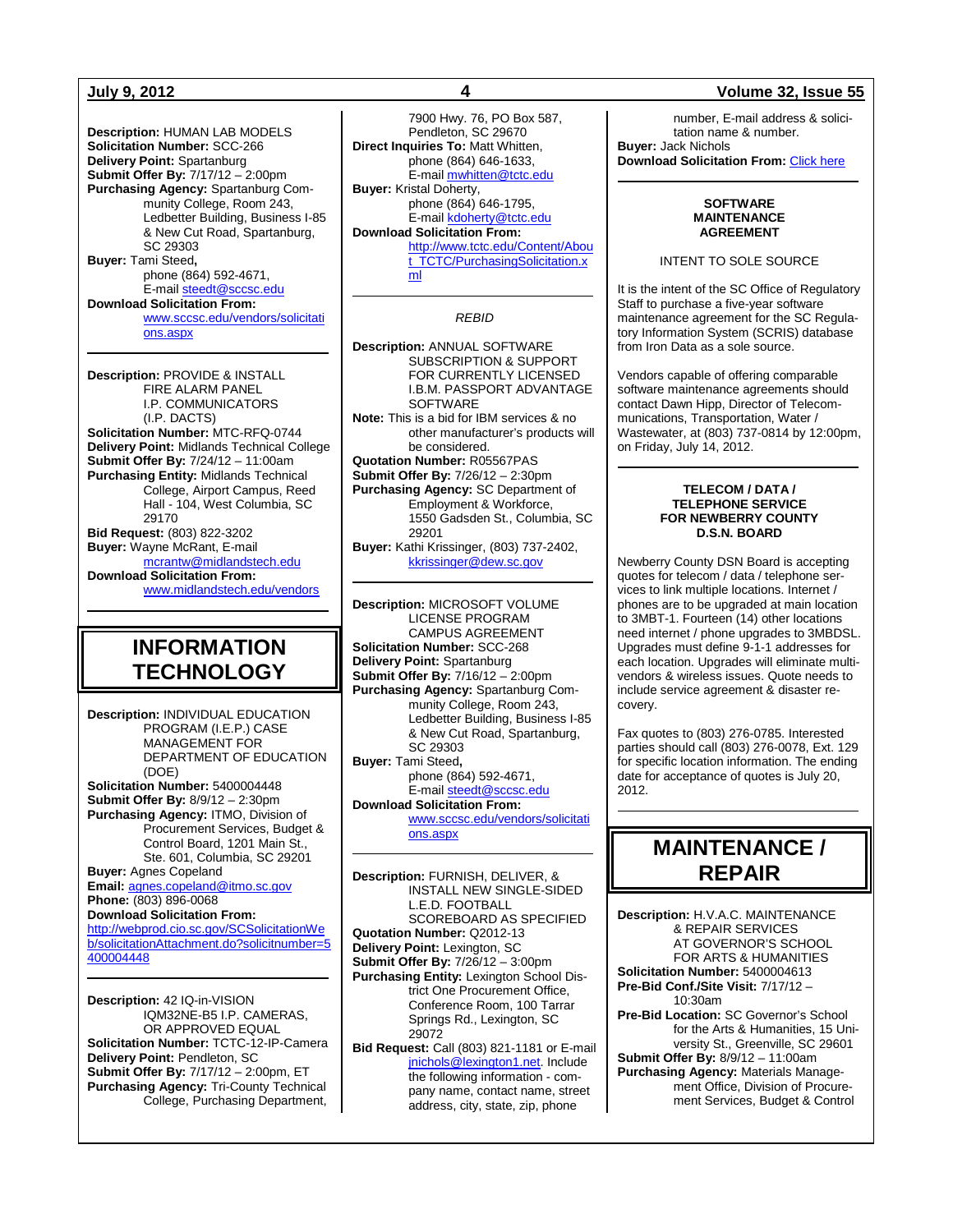**Description:** HUMAN LAB MODELS
**Solicitation Number:** SCC-266
**Delivery Point:** Spartanburg
**Submit Offer By:** 7/17/12 – 2:00pm
**Purchasing Agency:** Spartanburg Community College, Room 243, Ledbetter Building, Business I-85 & New Cut Road, Spartanburg, SC 29303
**Buyer:** Tami Steed, phone (864) 592-4671, E-mail steedt@sccsc.edu
**Download Solicitation From:** www.sccsc.edu/vendors/solicitations.aspx

---

**Description:** PROVIDE & INSTALL FIRE ALARM PANEL I.P. COMMUNICATORS (I.P. DACTS)
**Solicitation Number:** MTC-RFQ-0744
**Delivery Point:** Midlands Technical College
**Submit Offer By:** 7/24/12 – 11:00am
**Purchasing Entity:** Midlands Technical College, Airport Campus, Reed Hall - 104, West Columbia, SC 29170
**Bid Request:** (803) 822-3202
**Buyer:** Wayne McRant, E-mail mcrantw@midlandstech.edu
**Download Solicitation From:** www.midlandstech.edu/vendors

---

# INFORMATION TECHNOLOGY

**Description:** INDIVIDUAL EDUCATION PROGRAM (I.E.P.) CASE MANAGEMENT FOR DEPARTMENT OF EDUCATION (DOE)
**Solicitation Number:** 5400004448
**Submit Offer By:** 8/9/12 – 2:30pm
**Purchasing Agency:** ITMO, Division of Procurement Services, Budget & Control Board, 1201 Main St., Ste. 601, Columbia, SC 29201
**Buyer:** Agnes Copeland
**Email:** agnes.copeland@itmo.sc.gov
**Phone:** (803) 896-0068
**Download Solicitation From:** http://webprod.cio.sc.gov/SCSolicitationWeb/solicitationAttachment.do?solicitnumber=5400004448

---

**Description:** 42 IQ-in-VISION IQM32NE-B5 I.P. CAMERAS, OR APPROVED EQUAL
**Solicitation Number:** TCTC-12-IP-Camera
**Delivery Point:** Pendleton, SC
**Submit Offer By:** 7/17/12 – 2:00pm, ET
**Purchasing Agency:** Tri-County Technical College, Purchasing Department, 7900 Hwy. 76, PO Box 587, Pendleton, SC 29670
**Direct Inquiries To:** Matt Whitten, phone (864) 646-1633, E-mail mwhitten@tctc.edu
**Buyer:** Kristal Doherty, phone (864) 646-1795, E-mail kdoherty@tctc.edu
**Download Solicitation From:** http://www.tctc.edu/Content/About_TCTC/PurchasingSolicitation.xml

---

*REBID*

**Description:** ANNUAL SOFTWARE SUBSCRIPTION & SUPPORT FOR CURRENTLY LICENSED I.B.M. PASSPORT ADVANTAGE SOFTWARE
**Note:** This is a bid for IBM services & no other manufacturer's products will be considered.
**Quotation Number:** R05567PAS
**Submit Offer By:** 7/26/12 – 2:30pm
**Purchasing Agency:** SC Department of Employment & Workforce, 1550 Gadsden St., Columbia, SC 29201
**Buyer:** Kathi Krissinger, (803) 737-2402, kkrissinger@dew.sc.gov

---

**Description:** MICROSOFT VOLUME LICENSE PROGRAM CAMPUS AGREEMENT
**Solicitation Number:** SCC-268
**Delivery Point:** Spartanburg
**Submit Offer By:** 7/16/12 – 2:00pm
**Purchasing Agency:** Spartanburg Community College, Room 243, Ledbetter Building, Business I-85 & New Cut Road, Spartanburg, SC 29303
**Buyer:** Tami Steed, phone (864) 592-4671, E-mail steedt@sccsc.edu
**Download Solicitation From:** www.sccsc.edu/vendors/solicitations.aspx

---

**Description:** FURNISH, DELIVER, & INSTALL NEW SINGLE-SIDED L.E.D. FOOTBALL SCOREBOARD AS SPECIFIED
**Quotation Number:** Q2012-13
**Delivery Point:** Lexington, SC
**Submit Offer By:** 7/26/12 – 3:00pm
**Purchasing Entity:** Lexington School District One Procurement Office, Conference Room, 100 Tarrar Springs Rd., Lexington, SC 29072
**Bid Request:** Call (803) 821-1181 or E-mail jnichols@lexington1.net. Include the following information - company name, contact name, street address, city, state, zip, phone number, E-mail address & solicitation name & number.
**Buyer:** Jack Nichols
**Download Solicitation From:** Click here

---

**SOFTWARE MAINTENANCE AGREEMENT**

INTENT TO SOLE SOURCE

It is the intent of the SC Office of Regulatory Staff to purchase a five-year software maintenance agreement for the SC Regulatory Information System (SCRIS) database from Iron Data as a sole source.

Vendors capable of offering comparable software maintenance agreements should contact Dawn Hipp, Director of Telecommunications, Transportation, Water / Wastewater, at (803) 737-0814 by 12:00pm, on Friday, July 14, 2012.

---

**TELECOM / DATA / TELEPHONE SERVICE FOR NEWBERRY COUNTY D.S.N. BOARD**

Newberry County DSN Board is accepting quotes for telecom / data / telephone services to link multiple locations. Internet / phones are to be upgraded at main location to 3MBT-1. Fourteen (14) other locations need internet / phone upgrades to 3MBDSL. Upgrades must define 9-1-1 addresses for each location. Upgrades will eliminate multi-vendors & wireless issues. Quote needs to include service agreement & disaster recovery.

Fax quotes to (803) 276-0785. Interested parties should call (803) 276-0078, Ext. 129 for specific location information. The ending date for acceptance of quotes is July 20, 2012.

---

# MAINTENANCE / REPAIR

**Description:** H.V.A.C. MAINTENANCE & REPAIR SERVICES AT GOVERNOR'S SCHOOL FOR ARTS & HUMANITIES
**Solicitation Number:** 5400004613
**Pre-Bid Conf./Site Visit:** 7/17/12 – 10:30am
**Pre-Bid Location:** SC Governor's School for the Arts & Humanities, 15 University St., Greenville, SC 29601
**Submit Offer By:** 8/9/12 – 11:00am
**Purchasing Agency:** Materials Management Office, Division of Procurement Services, Budget & Control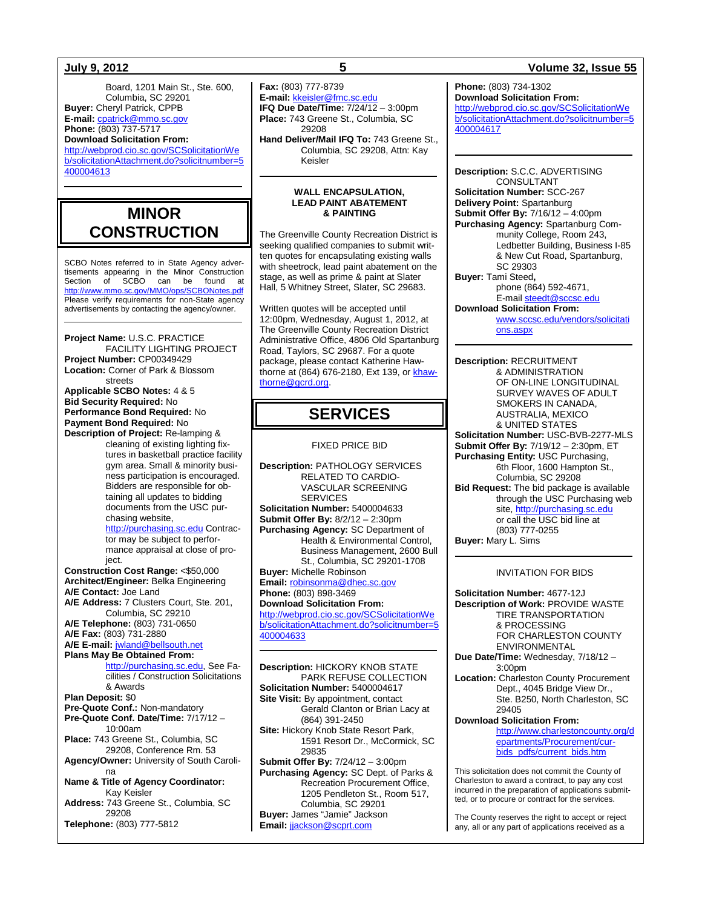Board, 1201 Main St., Ste. 600, Columbia, SC 29201
**Buyer:** Cheryl Patrick, CPPB
**E-mail:** cpatrick@mmo.sc.gov
**Phone:** (803) 737-5717
**Download Solicitation From:**
http://webprod.cio.sc.gov/SCSolicitationWeb/solicitationAttachment.do?solicitnumber=5400004613

---

# MINOR CONSTRUCTION

SCBO Notes referred to in State Agency advertisements appearing in the Minor Construction Section of SCBO can be found at http://www.mmo.sc.gov/MMO/ops/SCBONotes.pdf Please verify requirements for non-State agency advertisements by contacting the agency/owner.

---

**Project Name:** U.S.C. PRACTICE FACILITY LIGHTING PROJECT
**Project Number:** CP00349429
**Location:** Corner of Park & Blossom streets
**Applicable SCBO Notes:** 4 & 5
**Bid Security Required:** No
**Performance Bond Required:** No
**Payment Bond Required:** No
**Description of Project:** Re-lamping & cleaning of existing lighting fixtures in basketball practice facility gym area. Small & minority business participation is encouraged. Bidders are responsible for obtaining all updates to bidding documents from the USC purchasing website, http://purchasing.sc.edu Contractor may be subject to performance appraisal at close of project.
**Construction Cost Range:** <$50,000
**Architect/Engineer:** Belka Engineering
**A/E Contact:** Joe Land
**A/E Address:** 7 Clusters Court, Ste. 201, Columbia, SC 29210
**A/E Telephone:** (803) 731-0650
**A/E Fax:** (803) 731-2880
**A/E E-mail:** jwland@bellsouth.net
**Plans May Be Obtained From:** http://purchasing.sc.edu, See Facilities / Construction Solicitations & Awards
**Plan Deposit:** $0
**Pre-Quote Conf.:** Non-mandatory
**Pre-Quote Conf. Date/Time:** 7/17/12 – 10:00am
**Place:** 743 Greene St., Columbia, SC 29208, Conference Rm. 53
**Agency/Owner:** University of South Carolina
**Name & Title of Agency Coordinator:** Kay Keisler
**Address:** 743 Greene St., Columbia, SC 29208
**Telephone:** (803) 777-5812
**Fax:** (803) 777-8739
**E-mail:** kkeisler@fmc.sc.edu
**IFQ Due Date/Time:** 7/24/12 – 3:00pm
**Place:** 743 Greene St., Columbia, SC 29208
**Hand Deliver/Mail IFQ To:** 743 Greene St., Columbia, SC 29208, Attn: Kay Keisler

---

**WALL ENCAPSULATION, LEAD PAINT ABATEMENT & PAINTING**

The Greenville County Recreation District is seeking qualified companies to submit written quotes for encapsulating existing walls with sheetrock, lead paint abatement on the stage, as well as prime & paint at Slater Hall, 5 Whitney Street, Slater, SC 29683.

Written quotes will be accepted until 12:00pm, Wednesday, August 1, 2012, at The Greenville County Recreation District Administrative Office, 4806 Old Spartanburg Road, Taylors, SC 29687. For a quote package, please contact Katherine Hawthorne at (864) 676-2180, Ext 139, or khawthorne@gcrd.org.

# SERVICES

FIXED PRICE BID

**Description:** PATHOLOGY SERVICES RELATED TO CARDIO-VASCULAR SCREENING SERVICES
**Solicitation Number:** 5400004633
**Submit Offer By:** 8/2/12 – 2:30pm
**Purchasing Agency:** SC Department of Health & Environmental Control, Business Management, 2600 Bull St., Columbia, SC 29201-1708
**Buyer:** Michelle Robinson
**Email:** robinsonma@dhec.sc.gov
**Phone:** (803) 898-3469
**Download Solicitation From:**
http://webprod.cio.sc.gov/SCSolicitationWeb/solicitationAttachment.do?solicitnumber=5400004633

---

**Description:** HICKORY KNOB STATE PARK REFUSE COLLECTION
**Solicitation Number:** 5400004617
**Site Visit:** By appointment, contact Gerald Clanton or Brian Lacy at (864) 391-2450
**Site:** Hickory Knob State Resort Park, 1591 Resort Dr., McCormick, SC 29835
**Submit Offer By:** 7/24/12 – 3:00pm
**Purchasing Agency:** SC Dept. of Parks & Recreation Procurement Office, 1205 Pendleton St., Room 517, Columbia, SC 29201
**Buyer:** James "Jamie" Jackson
**Email:** jjackson@scprt.com
**Phone:** (803) 734-1302
**Download Solicitation From:**
http://webprod.cio.sc.gov/SCSolicitationWeb/solicitationAttachment.do?solicitnumber=5400004617

---

**Description:** S.C.C. ADVERTISING CONSULTANT
**Solicitation Number:** SCC-267
**Delivery Point:** Spartanburg
**Submit Offer By:** 7/16/12 – 4:00pm
**Purchasing Agency:** Spartanburg Community College, Room 243, Ledbetter Building, Business I-85 & New Cut Road, Spartanburg, SC 29303
**Buyer:** Tami Steed**,** phone (864) 592-4671, E-mail steedt@sccsc.edu
**Download Solicitation From:** www.sccsc.edu/vendors/solicitations.aspx

---

**Description:** RECRUITMENT & ADMINISTRATION OF ON-LINE LONGITUDINAL SURVEY WAVES OF ADULT SMOKERS IN CANADA, AUSTRALIA, MEXICO & UNITED STATES
**Solicitation Number:** USC-BVB-2277-MLS
**Submit Offer By:** 7/19/12 – 2:30pm, ET
**Purchasing Entity:** USC Purchasing, 6th Floor, 1600 Hampton St., Columbia, SC 29208
**Bid Request:** The bid package is available through the USC Purchasing web site, http://purchasing.sc.edu or call the USC bid line at (803) 777-0255
**Buyer:** Mary L. Sims

---

INVITATION FOR BIDS

**Solicitation Number:** 4677-12J
**Description of Work:** PROVIDE WASTE TIRE TRANSPORTATION & PROCESSING FOR CHARLESTON COUNTY ENVIRONMENTAL
**Due Date/Time:** Wednesday, 7/18/12 – 3:00pm
**Location:** Charleston County Procurement Dept., 4045 Bridge View Dr., Ste. B250, North Charleston, SC 29405
**Download Solicitation From:** http://www.charlestoncounty.org/departments/Procurement/cur-bids_pdfs/current_bids.htm

This solicitation does not commit the County of Charleston to award a contract, to pay any cost incurred in the preparation of applications submitted, or to procure or contract for the services.

The County reserves the right to accept or reject any, all or any part of applications received as a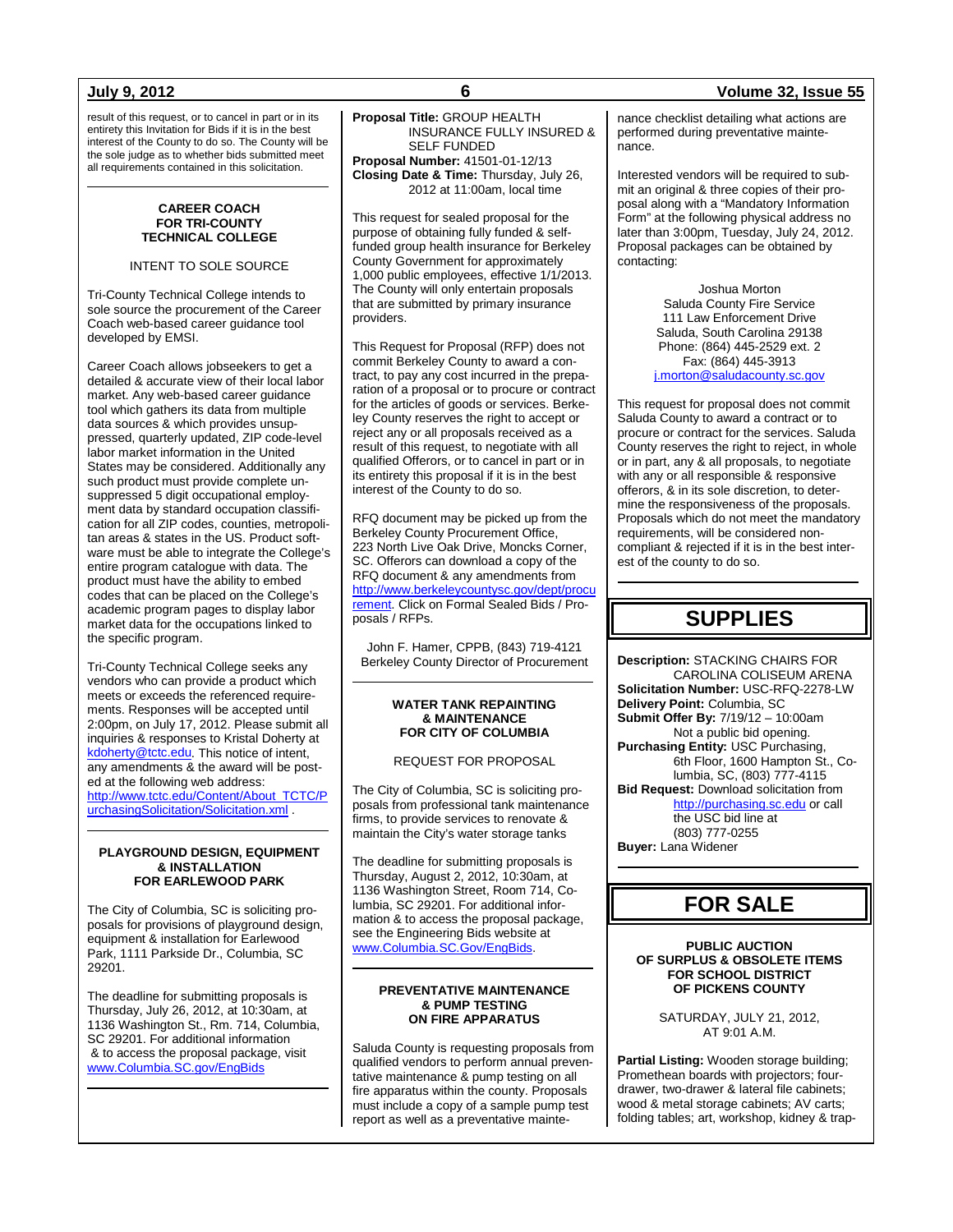result of this request, or to cancel in part or in its entirety this Invitation for Bids if it is in the best interest of the County to do so. The County will be the sole judge as to whether bids submitted meet all requirements contained in this solicitation.

---

**CAREER COACH FOR TRI-COUNTY TECHNICAL COLLEGE**

INTENT TO SOLE SOURCE

Tri-County Technical College intends to sole source the procurement of the Career Coach web-based career guidance tool developed by EMSI.

Career Coach allows jobseekers to get a detailed & accurate view of their local labor market. Any web-based career guidance tool which gathers its data from multiple data sources & which provides unsuppressed, quarterly updated, ZIP code-level labor market information in the United States may be considered. Additionally any such product must provide complete unsuppressed 5 digit occupational employment data by standard occupation classification for all ZIP codes, counties, metropolitan areas & states in the US. Product software must be able to integrate the College's entire program catalogue with data. The product must have the ability to embed codes that can be placed on the College's academic program pages to display labor market data for the occupations linked to the specific program.

Tri-County Technical College seeks any vendors who can provide a product which meets or exceeds the referenced requirements. Responses will be accepted until 2:00pm, on July 17, 2012. Please submit all inquiries & responses to Kristal Doherty at kdoherty@tctc.edu. This notice of intent, any amendments & the award will be posted at the following web address: http://www.tctc.edu/Content/About_TCTC/PurchasingSolicitation/Solicitation.xml .

---

**PLAYGROUND DESIGN, EQUIPMENT & INSTALLATION FOR EARLEWOOD PARK**

The City of Columbia, SC is soliciting proposals for provisions of playground design, equipment & installation for Earlewood Park, 1111 Parkside Dr., Columbia, SC 29201.

The deadline for submitting proposals is Thursday, July 26, 2012, at 10:30am, at 1136 Washington St., Rm. 714, Columbia, SC 29201. For additional information & to access the proposal package, visit www.Columbia.SC.gov/EngBids

---

**Proposal Title:** GROUP HEALTH INSURANCE FULLY INSURED & SELF FUNDED
**Proposal Number:** 41501-01-12/13
**Closing Date & Time:** Thursday, July 26, 2012 at 11:00am, local time

This request for sealed proposal for the purpose of obtaining fully funded & self-funded group health insurance for Berkeley County Government for approximately 1,000 public employees, effective 1/1/2013. The County will only entertain proposals that are submitted by primary insurance providers.

This Request for Proposal (RFP) does not commit Berkeley County to award a contract, to pay any cost incurred in the preparation of a proposal or to procure or contract for the articles of goods or services. Berkeley County reserves the right to accept or reject any or all proposals received as a result of this request, to negotiate with all qualified Offerors, or to cancel in part or in its entirety this proposal if it is in the best interest of the County to do so.

RFQ document may be picked up from the Berkeley County Procurement Office, 223 North Live Oak Drive, Moncks Corner, SC. Offerors can download a copy of the RFQ document & any amendments from http://www.berkeleycountysc.gov/dept/procurement. Click on Formal Sealed Bids / Proposals / RFPs.

John F. Hamer, CPPB, (843) 719-4121
Berkeley County Director of Procurement

---

**WATER TANK REPAINTING & MAINTENANCE FOR CITY OF COLUMBIA**

REQUEST FOR PROPOSAL

The City of Columbia, SC is soliciting proposals from professional tank maintenance firms, to provide services to renovate & maintain the City's water storage tanks

The deadline for submitting proposals is Thursday, August 2, 2012, 10:30am, at 1136 Washington Street, Room 714, Columbia, SC 29201. For additional information & to access the proposal package, see the Engineering Bids website at www.Columbia.SC.Gov/EngBids.

---

**PREVENTATIVE MAINTENANCE & PUMP TESTING ON FIRE APPARATUS**

Saluda County is requesting proposals from qualified vendors to perform annual preventative maintenance & pump testing on all fire apparatus within the county. Proposals must include a copy of a sample pump test report as well as a preventative maintenance checklist detailing what actions are performed during preventative maintenance.

Interested vendors will be required to submit an original & three copies of their proposal along with a "Mandatory Information Form" at the following physical address no later than 3:00pm, Tuesday, July 24, 2012. Proposal packages can be obtained by contacting:

Joshua Morton
Saluda County Fire Service
111 Law Enforcement Drive
Saluda, South Carolina 29138
Phone: (864) 445-2529 ext. 2
Fax: (864) 445-3913
j.morton@saludacounty.sc.gov

This request for proposal does not commit Saluda County to award a contract or to procure or contract for the services. Saluda County reserves the right to reject, in whole or in part, any & all proposals, to negotiate with any or all responsible & responsive offerors, & in its sole discretion, to determine the responsiveness of the proposals. Proposals which do not meet the mandatory requirements, will be considered noncompliant & rejected if it is in the best interest of the county to do so.

---

# SUPPLIES

**Description:** STACKING CHAIRS FOR CAROLINA COLISEUM ARENA
**Solicitation Number:** USC-RFQ-2278-LW
**Delivery Point:** Columbia, SC
**Submit Offer By:** 7/19/12 – 10:00am
Not a public bid opening.
**Purchasing Entity:** USC Purchasing, 6th Floor, 1600 Hampton St., Columbia, SC, (803) 777-4115
**Bid Request:** Download solicitation from http://purchasing.sc.edu or call the USC bid line at (803) 777-0255
**Buyer:** Lana Widener

---

# FOR SALE

**PUBLIC AUCTION OF SURPLUS & OBSOLETE ITEMS FOR SCHOOL DISTRICT OF PICKENS COUNTY**

SATURDAY, JULY 21, 2012, AT 9:01 A.M.

**Partial Listing:** Wooden storage building; Promethean boards with projectors; four-drawer, two-drawer & lateral file cabinets; wood & metal storage cabinets; AV carts; folding tables; art, workshop, kidney & trap-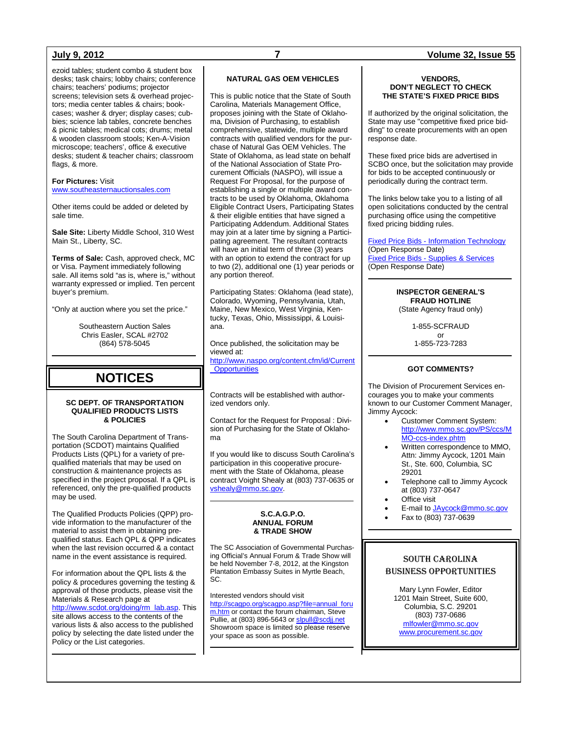ezoid tables; student combo & student box desks; task chairs; lobby chairs; conference chairs; teachers' podiums; projector screens; television sets & overhead projectors; media center tables & chairs; bookcases; washer & dryer; display cases; cubbies; science lab tables, concrete benches & picnic tables; medical cots; drums; metal & wooden classroom stools; Ken-A-Vision microscope; teachers', office & executive desks; student & teacher chairs; classroom flags, & more.

**For Pictures:** Visit www.southeasternauctionsales.com

Other items could be added or deleted by sale time.

**Sale Site:** Liberty Middle School, 310 West Main St., Liberty, SC.

**Terms of Sale:** Cash, approved check, MC or Visa. Payment immediately following sale. All items sold "as is, where is," without warranty expressed or implied. Ten percent buyer's premium.

"Only at auction where you set the price."

Southeastern Auction Sales
Chris Easler, SCAL #2702
(864) 578-5045

# NOTICES

### SC DEPT. OF TRANSPORTATION QUALIFIED PRODUCTS LISTS & POLICIES

The South Carolina Department of Transportation (SCDOT) maintains Qualified Products Lists (QPL) for a variety of pre-qualified materials that may be used on construction & maintenance projects as specified in the project proposal. If a QPL is referenced, only the pre-qualified products may be used.

The Qualified Products Policies (QPP) provide information to the manufacturer of the material to assist them in obtaining pre-qualified status. Each QPL & QPP indicates when the last revision occurred & a contact name in the event assistance is required.

For information about the QPL lists & the policy & procedures governing the testing & approval of those products, please visit the Materials & Research page at http://www.scdot.org/doing/rm_lab.asp. This site allows access to the contents of the various lists & also access to the published policy by selecting the date listed under the Policy or the List categories.

### NATURAL GAS OEM VEHICLES

This is public notice that the State of South Carolina, Materials Management Office, proposes joining with the State of Oklahoma, Division of Purchasing, to establish comprehensive, statewide, multiple award contracts with qualified vendors for the purchase of Natural Gas OEM Vehicles. The State of Oklahoma, as lead state on behalf of the National Association of State Procurement Officials (NASPO), will issue a Request For Proposal, for the purpose of establishing a single or multiple award contracts to be used by Oklahoma, Oklahoma Eligible Contract Users, Participating States & their eligible entities that have signed a Participating Addendum. Additional States may join at a later time by signing a Participating agreement. The resultant contracts will have an initial term of three (3) years with an option to extend the contract for up to two (2), additional one (1) year periods or any portion thereof.

Participating States: Oklahoma (lead state), Colorado, Wyoming, Pennsylvania, Utah, Maine, New Mexico, West Virginia, Kentucky, Texas, Ohio, Mississippi, & Louisiana.

Once published, the solicitation may be viewed at:
http://www.naspo.org/content.cfm/id/Current_Opportunities

Contracts will be established with authorized vendors only.

Contact for the Request for Proposal : Division of Purchasing for the State of Oklahoma

If you would like to discuss South Carolina's participation in this cooperative procurement with the State of Oklahoma, please contract Voight Shealy at (803) 737-0635 or vshealy@mmo.sc.gov.

### S.C.A.G.P.O. ANNUAL FORUM & TRADE SHOW

The SC Association of Governmental Purchasing Official's Annual Forum & Trade Show will be held November 7-8, 2012, at the Kingston Plantation Embassy Suites in Myrtle Beach, SC.

Interested vendors should visit http://scagpo.org/scagpo.asp?file=annual_forum.htm or contact the forum chairman, Steve Pullie, at (803) 896-5643 or slpull@scdjj.net Showroom space is limited so please reserve your space as soon as possible.

### VENDORS, DON'T NEGLECT TO CHECK THE STATE'S FIXED PRICE BIDS

If authorized by the original solicitation, the State may use "competitive fixed price bidding" to create procurements with an open response date.

These fixed price bids are advertised in SCBO once, but the solicitation may provide for bids to be accepted continuously or periodically during the contract term.

The links below take you to a listing of all open solicitations conducted by the central purchasing office using the competitive fixed pricing bidding rules.

Fixed Price Bids - Information Technology
(Open Response Date)
Fixed Price Bids - Supplies & Services
(Open Response Date)

### INSPECTOR GENERAL'S FRAUD HOTLINE

(State Agency fraud only)

1-855-SCFRAUD
or
1-855-723-7283

### GOT COMMENTS?

The Division of Procurement Services encourages you to make your comments known to our Customer Comment Manager, Jimmy Aycock:

- Customer Comment System: http://www.mmo.sc.gov/PS/ccs/MMO-ccs-index.phtm
- Written correspondence to MMO, Attn: Jimmy Aycock, 1201 Main St., Ste. 600, Columbia, SC 29201
- Telephone call to Jimmy Aycock at (803) 737-0647
- Office visit
- E-mail to JAycock@mmo.sc.gov
- Fax to (803) 737-0639

### SOUTH CAROLINA BUSINESS OPPORTUNITIES

Mary Lynn Fowler, Editor
1201 Main Street, Suite 600,
Columbia, S.C. 29201
(803) 737-0686
mlfowler@mmo.sc.gov
www.procurement.sc.gov